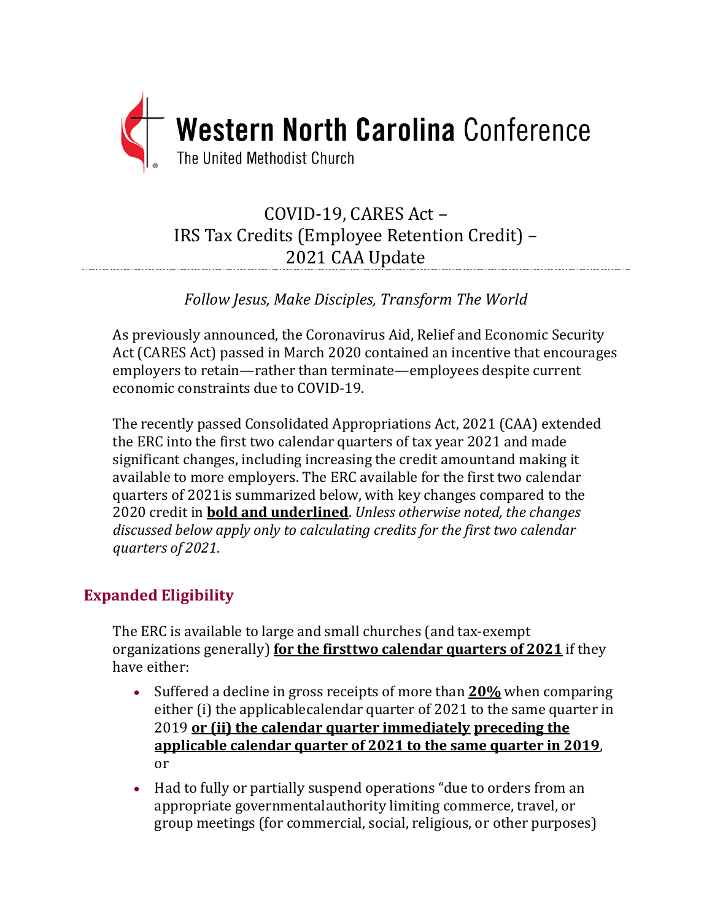# Western North Carolina Conference

The United Methodist Church

## COVID-19, CARES Act – IRS Tax Credits (Employee Retention Credit) – 2021 CAA Update

*Follow Jesus, Make Disciples, Transform The World*

As previously announced, the Coronavirus Aid, Relief and Economic Security Act (CARES Act) passed in March 2020 contained an incentive that encourages employers to retain—rather than terminate—employees despite current economic constraints due to COVID-19.

The recently passed Consolidated Appropriations Act, 2021 (CAA) extended the ERC into the first two calendar quarters of tax year 2021 and made significant changes, including increasing the credit amountand making it available to more employers. The ERC available for the first two calendar quarters of 2021is summarized below, with key changes compared to the 2020 credit in **bold and underlined**. *Unless otherwise noted, the changes discussed below apply only to calculating credits for the first two calendar quarters of 2021*.

## Expanded Eligibility

The ERC is available to large and small churches (and tax-exempt organizations generally) **for the firsttwo calendar quarters of 2021** if they have either:

- Suffered a decline in gross receipts of more than **20%** when comparing either (i) the applicablecalendar quarter of 2021 to the same quarter in 2019 **or (ii) the calendar quarter immediately preceding the applicable calendar quarter of 2021 to the same quarter in 2019**, or
- Had to fully or partially suspend operations "due to orders from an appropriate governmentalauthority limiting commerce, travel, or group meetings (for commercial, social, religious, or other purposes)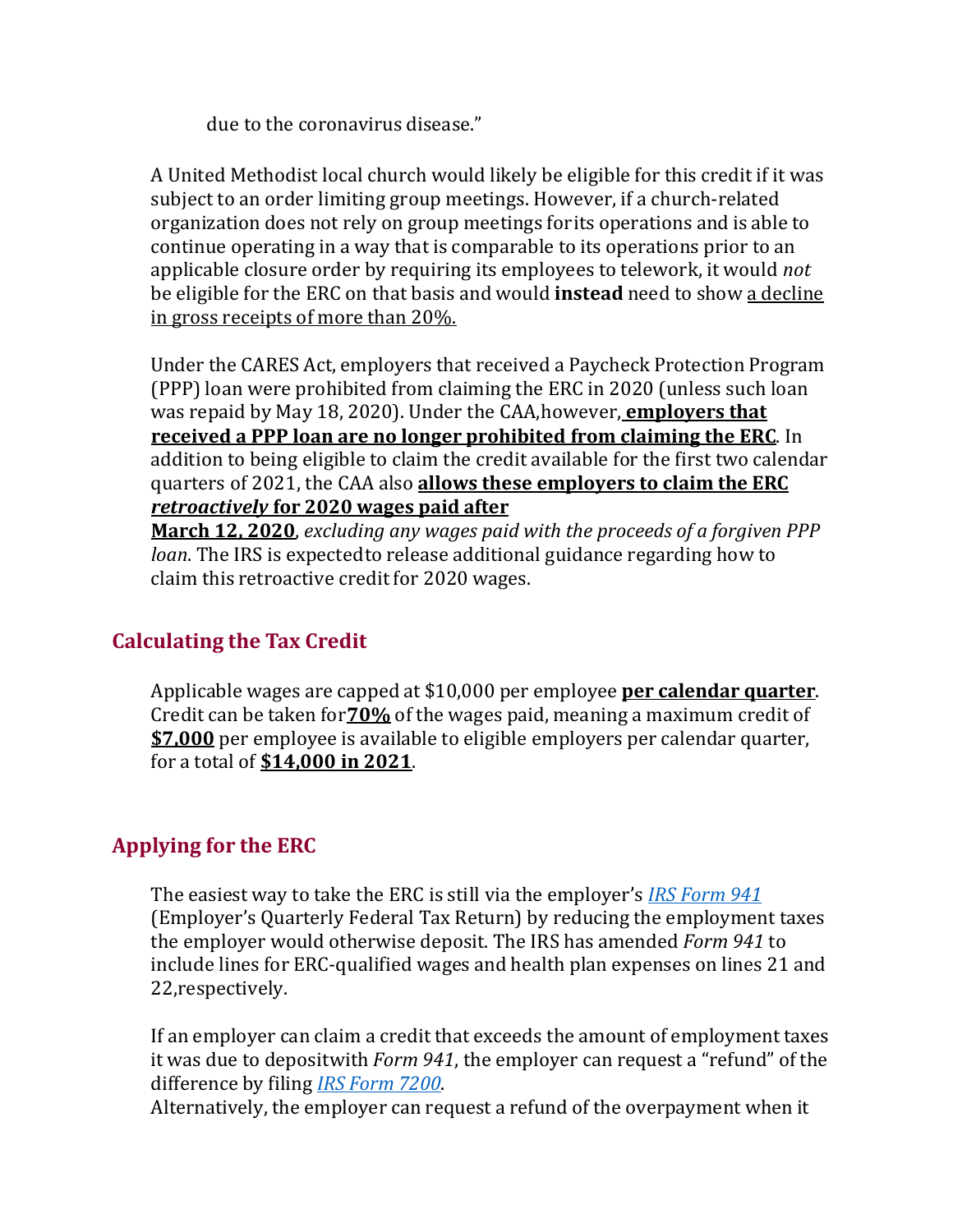due to the coronavirus disease."

A United Methodist local church would likely be eligible for this credit if it was subject to an order limiting group meetings. However, if a church-related organization does not rely on group meetings for its operations and is able to continue operating in a way that is comparable to its operations prior to an applicable closure order by requiring its employees to telework, it would *not* be eligible for the ERC on that basis and would **instead** need to show <u>a decline in gross receipts of more than 20%.</u>

Under the CARES Act, employers that received a Paycheck Protection Program (PPP) loan were prohibited from claiming the ERC in 2020 (unless such loan was repaid by May 18, 2020). Under the CAA, however, <u>**employers that received a PPP loan are no longer prohibited from claiming the ERC**</u>. In addition to being eligible to claim the credit available for the first two calendar quarters of 2021, the CAA also <u>**allows these employers to claim the ERC *retroactively* for 2020 wages paid after March 12, 2020**</u>, *excluding any wages paid with the proceeds of a forgiven PPP loan*. The IRS is expected to release additional guidance regarding how to claim this retroactive credit for 2020 wages.

## Calculating the Tax Credit

Applicable wages are capped at $10,000 per employee <u>**per calendar quarter**</u>. Credit can be taken for <u>**70%**</u> of the wages paid, meaning a maximum credit of <u>**$7,000**</u> per employee is available to eligible employers per calendar quarter, for a total of <u>**$14,000 in 2021**</u>.

## Applying for the ERC

The easiest way to take the ERC is still via the employer's *IRS Form 941* (Employer's Quarterly Federal Tax Return) by reducing the employment taxes the employer would otherwise deposit. The IRS has amended *Form 941* to include lines for ERC-qualified wages and health plan expenses on lines 21 and 22, respectively.

If an employer can claim a credit that exceeds the amount of employment taxes it was due to deposit with *Form 941*, the employer can request a "refund" of the difference by filing *IRS Form 7200*.
Alternatively, the employer can request a refund of the overpayment when it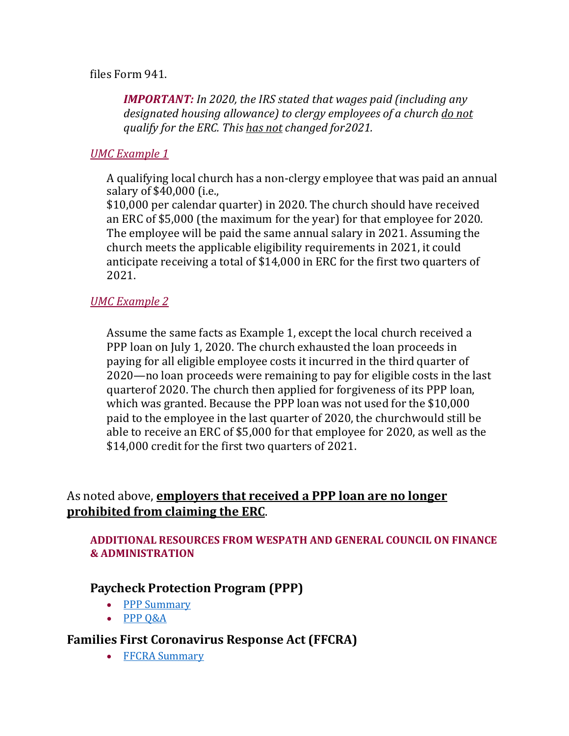files Form 941.

> ***IMPORTANT:*** *In 2020, the IRS stated that wages paid (including any designated housing allowance) to clergy employees of a church do not qualify for the ERC. This has not changed for2021.*

*UMC Example 1*

A qualifying local church has a non-clergy employee that was paid an annual salary of $40,000 (i.e., $10,000 per calendar quarter) in 2020. The church should have received an ERC of $5,000 (the maximum for the year) for that employee for 2020. The employee will be paid the same annual salary in 2021. Assuming the church meets the applicable eligibility requirements in 2021, it could anticipate receiving a total of $14,000 in ERC for the first two quarters of 2021.

*UMC Example 2*

Assume the same facts as Example 1, except the local church received a PPP loan on July 1, 2020. The church exhausted the loan proceeds in paying for all eligible employee costs it incurred in the third quarter of 2020—no loan proceeds were remaining to pay for eligible costs in the last quarterof 2020. The church then applied for forgiveness of its PPP loan, which was granted. Because the PPP loan was not used for the $10,000 paid to the employee in the last quarter of 2020, the churchwould still be able to receive an ERC of $5,000 for that employee for 2020, as well as the $14,000 credit for the first two quarters of 2021.

As noted above, **employers that received a PPP loan are no longer prohibited from claiming the ERC**.

**ADDITIONAL RESOURCES FROM WESPATH AND GENERAL COUNCIL ON FINANCE & ADMINISTRATION**

### Paycheck Protection Program (PPP)

- PPP Summary
- PPP Q&A

### Families First Coronavirus Response Act (FFCRA)

- FFCRA Summary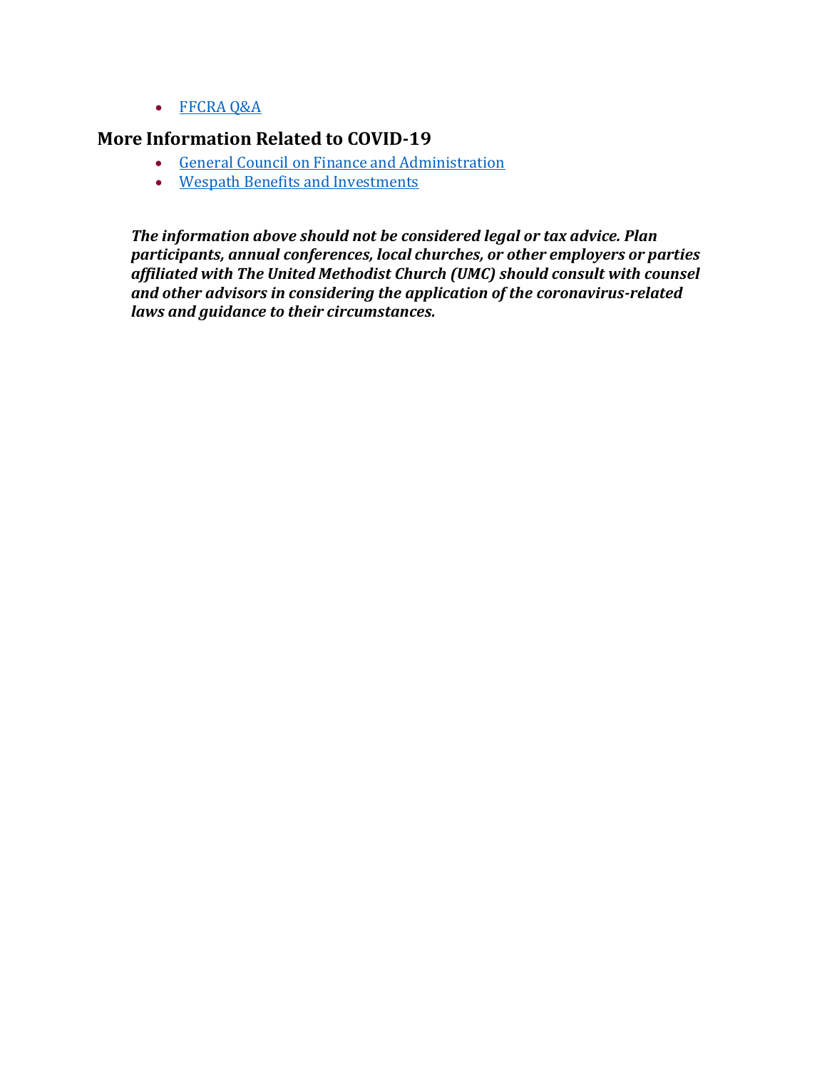- FFCRA Q&A

## More Information Related to COVID-19

- General Council on Finance and Administration
- Wespath Benefits and Investments

***The information above should not be considered legal or tax advice. Plan participants, annual conferences, local churches, or other employers or parties affiliated with The United Methodist Church (UMC) should consult with counsel and other advisors in considering the application of the coronavirus-related laws and guidance to their circumstances.***